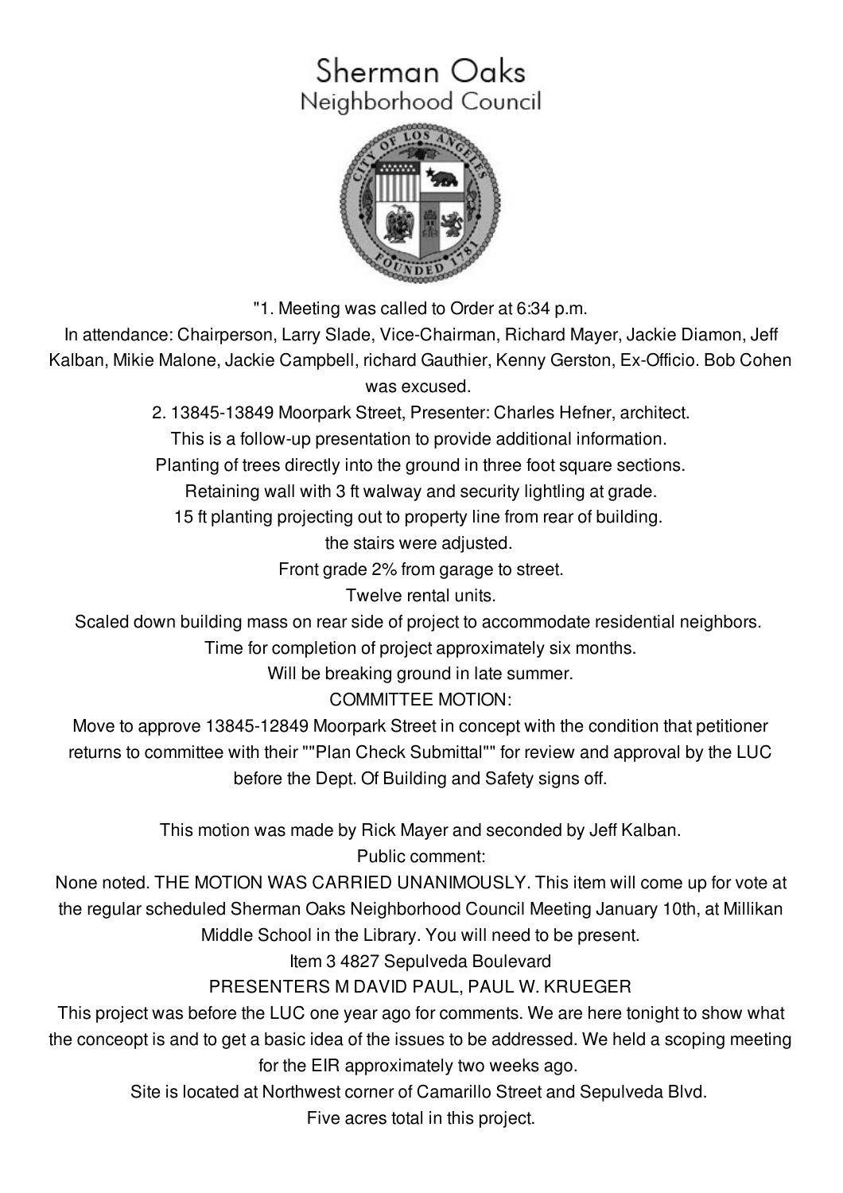# Sherman Oaks
## Neighborhood Council

"1. Meeting was called to Order at 6:34 p.m.

In attendance: Chairperson, Larry Slade, Vice-Chairman, Richard Mayer, Jackie Diamon, Jeff Kalban, Mikie Malone, Jackie Campbell, richard Gauthier, Kenny Gerston, Ex-Officio. Bob Cohen was excused.

2. 13845-13849 Moorpark Street, Presenter: Charles Hefner, architect.

This is a follow-up presentation to provide additional information.

Planting of trees directly into the ground in three foot square sections.

Retaining wall with 3 ft walway and security lightling at grade.

15 ft planting projecting out to property line from rear of building.

the stairs were adjusted.

Front grade 2% from garage to street.

Twelve rental units.

Scaled down building mass on rear side of project to accommodate residential neighbors.

Time for completion of project approximately six months.

Will be breaking ground in late summer.

COMMITTEE MOTION:

Move to approve 13845-12849 Moorpark Street in concept with the condition that petitioner returns to committee with their ""Plan Check Submittal"" for review and approval by the LUC before the Dept. Of Building and Safety signs off.

This motion was made by Rick Mayer and seconded by Jeff Kalban.

Public comment:

None noted. THE MOTION WAS CARRIED UNANIMOUSLY. This item will come up for vote at the regular scheduled Sherman Oaks Neighborhood Council Meeting January 10th, at Millikan Middle School in the Library. You will need to be present.

Item 3 4827 Sepulveda Boulevard

PRESENTERS M DAVID PAUL, PAUL W. KRUEGER

This project was before the LUC one year ago for comments. We are here tonight to show what the conceopt is and to get a basic idea of the issues to be addressed. We held a scoping meeting for the EIR approximately two weeks ago.

Site is located at Northwest corner of Camarillo Street and Sepulveda Blvd.

Five acres total in this project.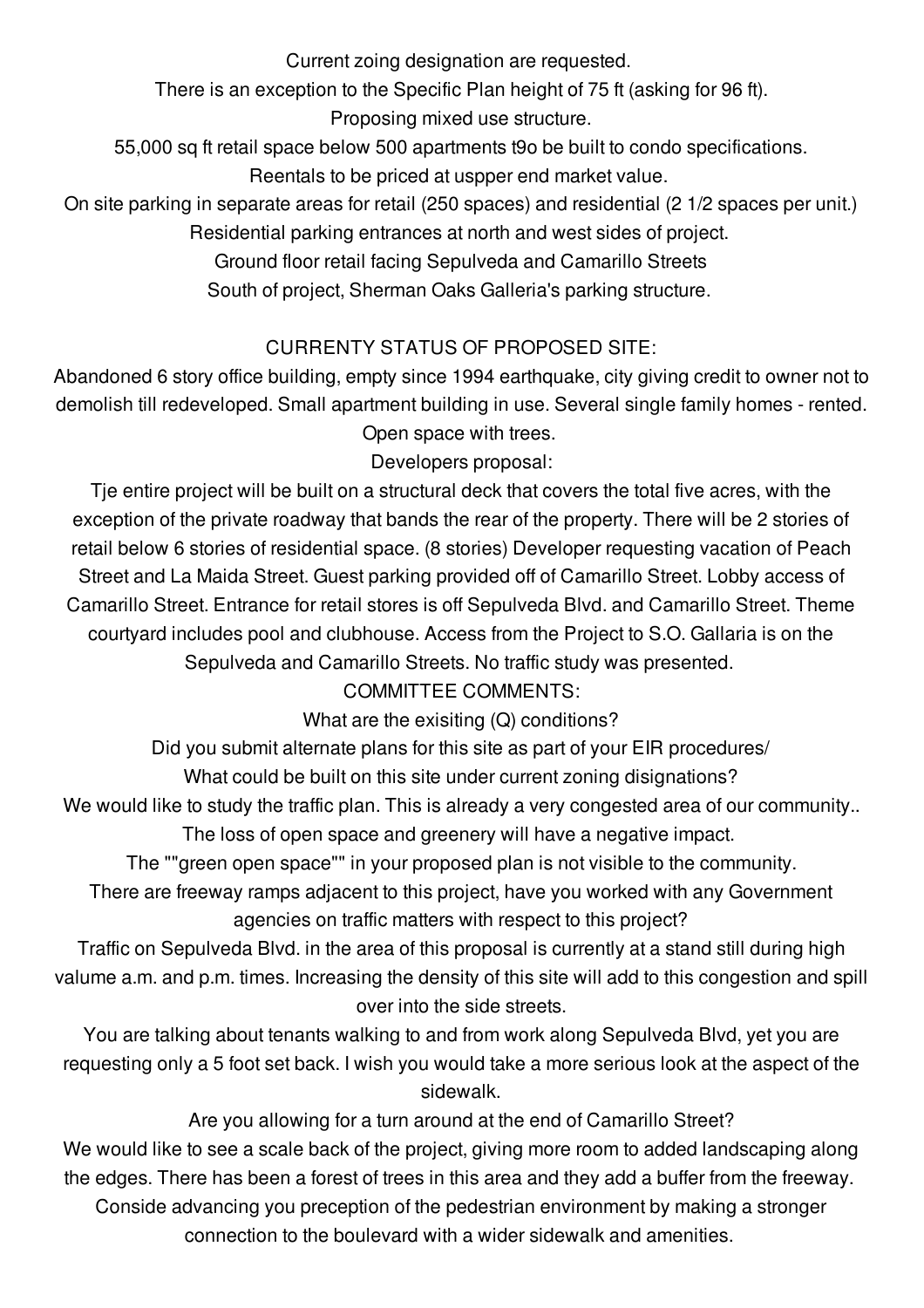Current zoing designation are requested.

There is an exception to the Specific Plan height of 75 ft (asking for 96 ft).

Proposing mixed use structure.

55,000 sq ft retail space below 500 apartments t9o be built to condo specifications.

Reentals to be priced at uspper end market value.

On site parking in separate areas for retail (250 spaces) and residential (2 1/2 spaces per unit.)

Residential parking entrances at north and west sides of project.

Ground floor retail facing Sepulveda and Camarillo Streets

South of project, Sherman Oaks Galleria's parking structure.

CURRENTY STATUS OF PROPOSED SITE:

Abandoned 6 story office building, empty since 1994 earthquake, city giving credit to owner not to demolish till redeveloped. Small apartment building in use. Several single family homes - rented. Open space with trees.

Developers proposal:

Tje entire project will be built on a structural deck that covers the total five acres, with the exception of the private roadway that bands the rear of the property. There will be 2 stories of retail below 6 stories of residential space. (8 stories) Developer requesting vacation of Peach Street and La Maida Street. Guest parking provided off of Camarillo Street. Lobby access of Camarillo Street. Entrance for retail stores is off Sepulveda Blvd. and Camarillo Street. Theme courtyard includes pool and clubhouse. Access from the Project to S.O. Gallaria is on the Sepulveda and Camarillo Streets. No traffic study was presented.

COMMITTEE COMMENTS:

What are the exisiting (Q) conditions?

Did you submit alternate plans for this site as part of your EIR procedures/

What could be built on this site under current zoning disignations?

We would like to study the traffic plan. This is already a very congested area of our community..

The loss of open space and greenery will have a negative impact.

The ""green open space"" in your proposed plan is not visible to the community.

There are freeway ramps adjacent to this project, have you worked with any Government agencies on traffic matters with respect to this project?

Traffic on Sepulveda Blvd. in the area of this proposal is currently at a stand still during high valume a.m. and p.m. times. Increasing the density of this site will add to this congestion and spill over into the side streets.

You are talking about tenants walking to and from work along Sepulveda Blvd, yet you are requesting only a 5 foot set back. I wish you would take a more serious look at the aspect of the sidewalk.

Are you allowing for a turn around at the end of Camarillo Street?

We would like to see a scale back of the project, giving more room to added landscaping along the edges. There has been a forest of trees in this area and they add a buffer from the freeway.

Conside advancing you preception of the pedestrian environment by making a stronger connection to the boulevard with a wider sidewalk and amenities.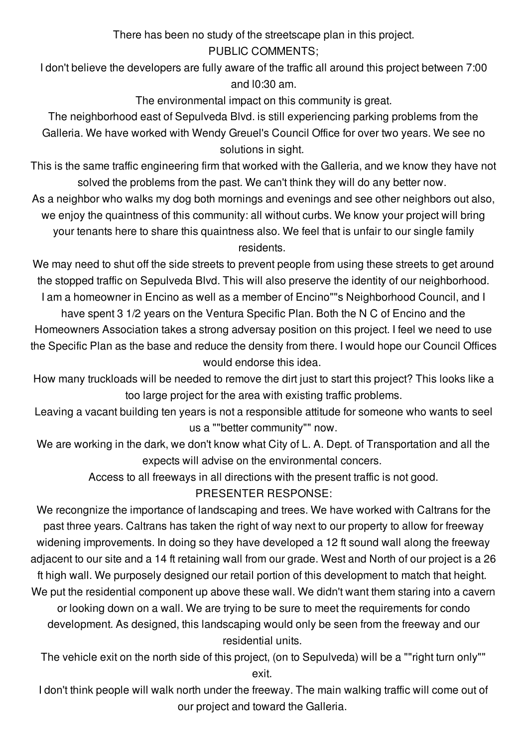There has been no study of the streetscape plan in this project.

PUBLIC COMMENTS;

I don't believe the developers are fully aware of the traffic all around this project between 7:00 and l0:30 am.

The environmental impact on this community is great.

The neighborhood east of Sepulveda Blvd. is still experiencing parking problems from the Galleria. We have worked with Wendy Greuel's Council Office for over two years. We see no solutions in sight.

This is the same traffic engineering firm that worked with the Galleria, and we know they have not solved the problems from the past. We can't think they will do any better now.

As a neighbor who walks my dog both mornings and evenings and see other neighbors out also, we enjoy the quaintness of this community: all without curbs. We know your project will bring your tenants here to share this quaintness also. We feel that is unfair to our single family residents.

We may need to shut off the side streets to prevent people from using these streets to get around the stopped traffic on Sepulveda Blvd. This will also preserve the identity of our neighborhood.

I am a homeowner in Encino as well as a member of Encino""s Neighborhood Council, and I have spent 3 1/2 years on the Ventura Specific Plan. Both the N C of Encino and the Homeowners Association takes a strong adversay position on this project. I feel we need to use the Specific Plan as the base and reduce the density from there. I would hope our Council Offices would endorse this idea.

How many truckloads will be needed to remove the dirt just to start this project? This looks like a too large project for the area with existing traffic problems.

Leaving a vacant building ten years is not a responsible attitude for someone who wants to seel us a ""better community"" now.

We are working in the dark, we don't know what City of L. A. Dept. of Transportation and all the expects will advise on the environmental concers.

Access to all freeways in all directions with the present traffic is not good.

PRESENTER RESPONSE:

We recongnize the importance of landscaping and trees. We have worked with Caltrans for the past three years. Caltrans has taken the right of way next to our property to allow for freeway widening improvements. In doing so they have developed a 12 ft sound wall along the freeway adjacent to our site and a 14 ft retaining wall from our grade. West and North of our project is a 26 ft high wall. We purposely designed our retail portion of this development to match that height. We put the residential component up above these wall. We didn't want them staring into a cavern or looking down on a wall. We are trying to be sure to meet the requirements for condo development. As designed, this landscaping would only be seen from the freeway and our residential units.

The vehicle exit on the north side of this project, (on to Sepulveda) will be a ""right turn only"" exit.

I don't think people will walk north under the freeway. The main walking traffic will come out of our project and toward the Galleria.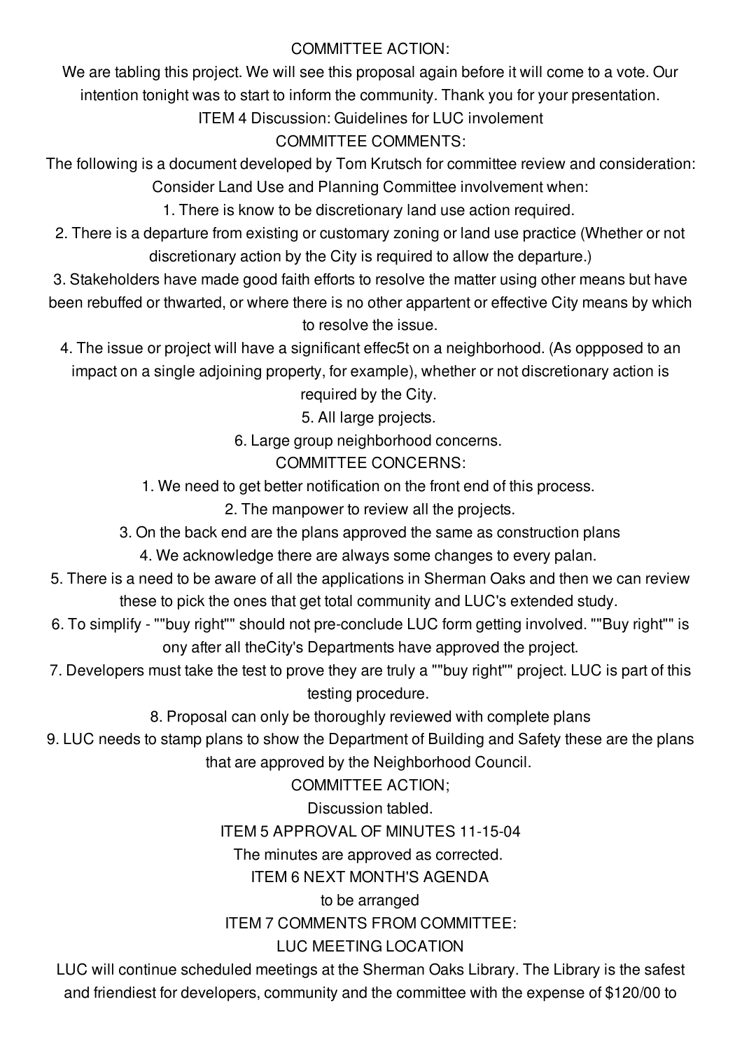COMMITTEE ACTION:

We are tabling this project. We will see this proposal again before it will come to a vote. Our intention tonight was to start to inform the community. Thank you for your presentation.

ITEM 4 Discussion: Guidelines for LUC involement

COMMITTEE COMMENTS:

The following is a document developed by Tom Krutsch for committee review and consideration:

Consider Land Use and Planning Committee involvement when:

1. There is know to be discretionary land use action required.
2. There is a departure from existing or customary zoning or land use practice (Whether or not discretionary action by the City is required to allow the departure.)
3. Stakeholders have made good faith efforts to resolve the matter using other means but have been rebuffed or thwarted, or where there is no other appartent or effective City means by which to resolve the issue.
4. The issue or project will have a significant effec5t on a neighborhood. (As oppposed to an impact on a single adjoining property, for example), whether or not discretionary action is required by the City.
5. All large projects.
6. Large group neighborhood concerns.

COMMITTEE CONCERNS:

1. We need to get better notification on the front end of this process.
2. The manpower to review all the projects.
3. On the back end are the plans approved the same as construction plans
4. We acknowledge there are always some changes to every palan.
5. There is a need to be aware of all the applications in Sherman Oaks and then we can review these to pick the ones that get total community and LUC's extended study.
6. To simplify - ""buy right"" should not pre-conclude LUC form getting involved. ""Buy right"" is ony after all theCity's Departments have approved the project.
7. Developers must take the test to prove they are truly a ""buy right"" project. LUC is part of this testing procedure.
8. Proposal can only be thoroughly reviewed with complete plans
9. LUC needs to stamp plans to show the Department of Building and Safety these are the plans that are approved by the Neighborhood Council.

COMMITTEE ACTION;

Discussion tabled.

ITEM 5 APPROVAL OF MINUTES 11-15-04

The minutes are approved as corrected.

ITEM 6 NEXT MONTH'S AGENDA

to be arranged

ITEM 7 COMMENTS FROM COMMITTEE:

LUC MEETING LOCATION

LUC will continue scheduled meetings at the Sherman Oaks Library. The Library is the safest and friendiest for developers, community and the committee with the expense of $120/00 to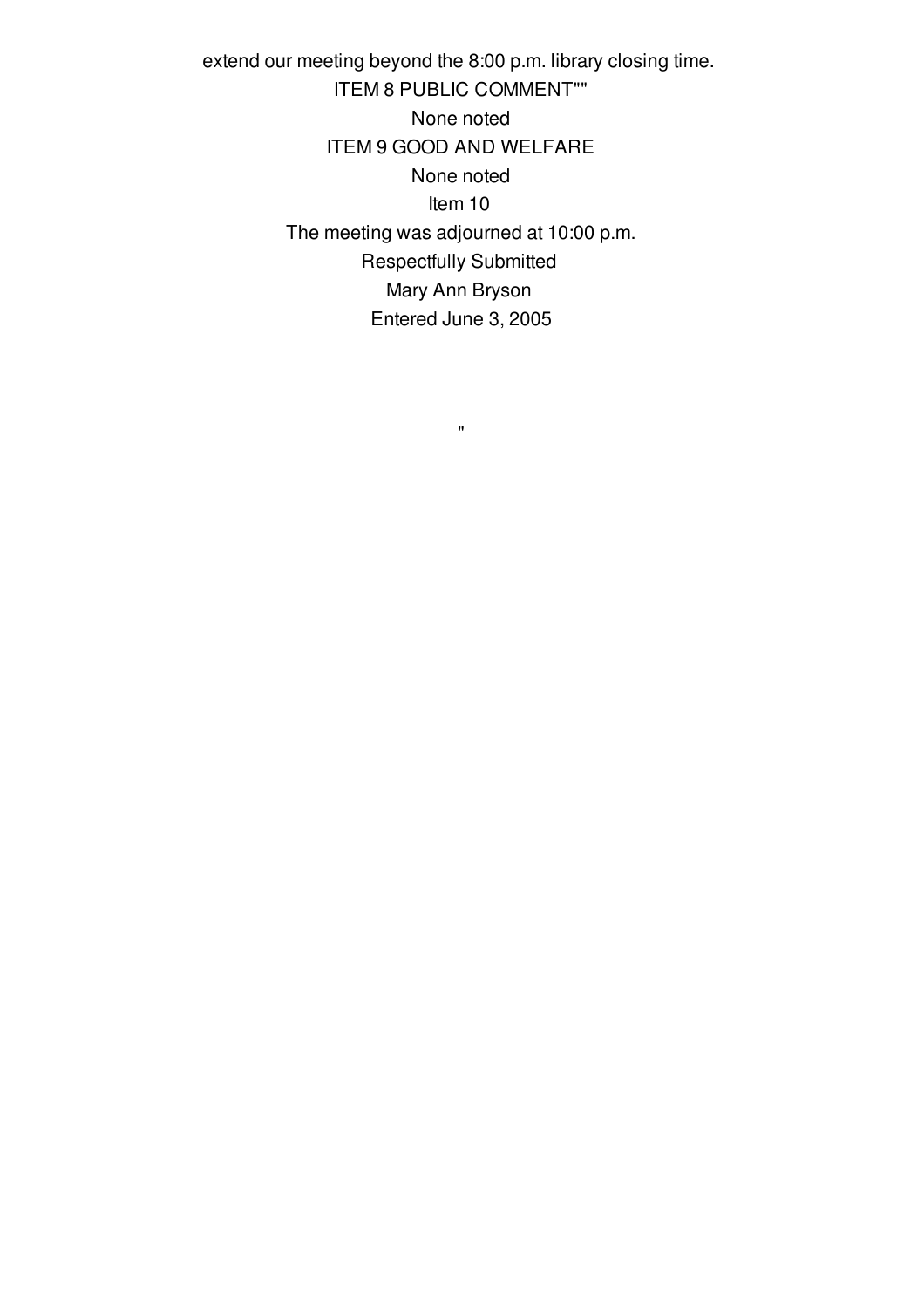extend our meeting beyond the 8:00 p.m. library closing time.

ITEM 8 PUBLIC COMMENT""

None noted

ITEM 9 GOOD AND WELFARE

None noted

Item 10

The meeting was adjourned at 10:00 p.m.

Respectfully Submitted

Mary Ann Bryson

Entered June 3, 2005

"